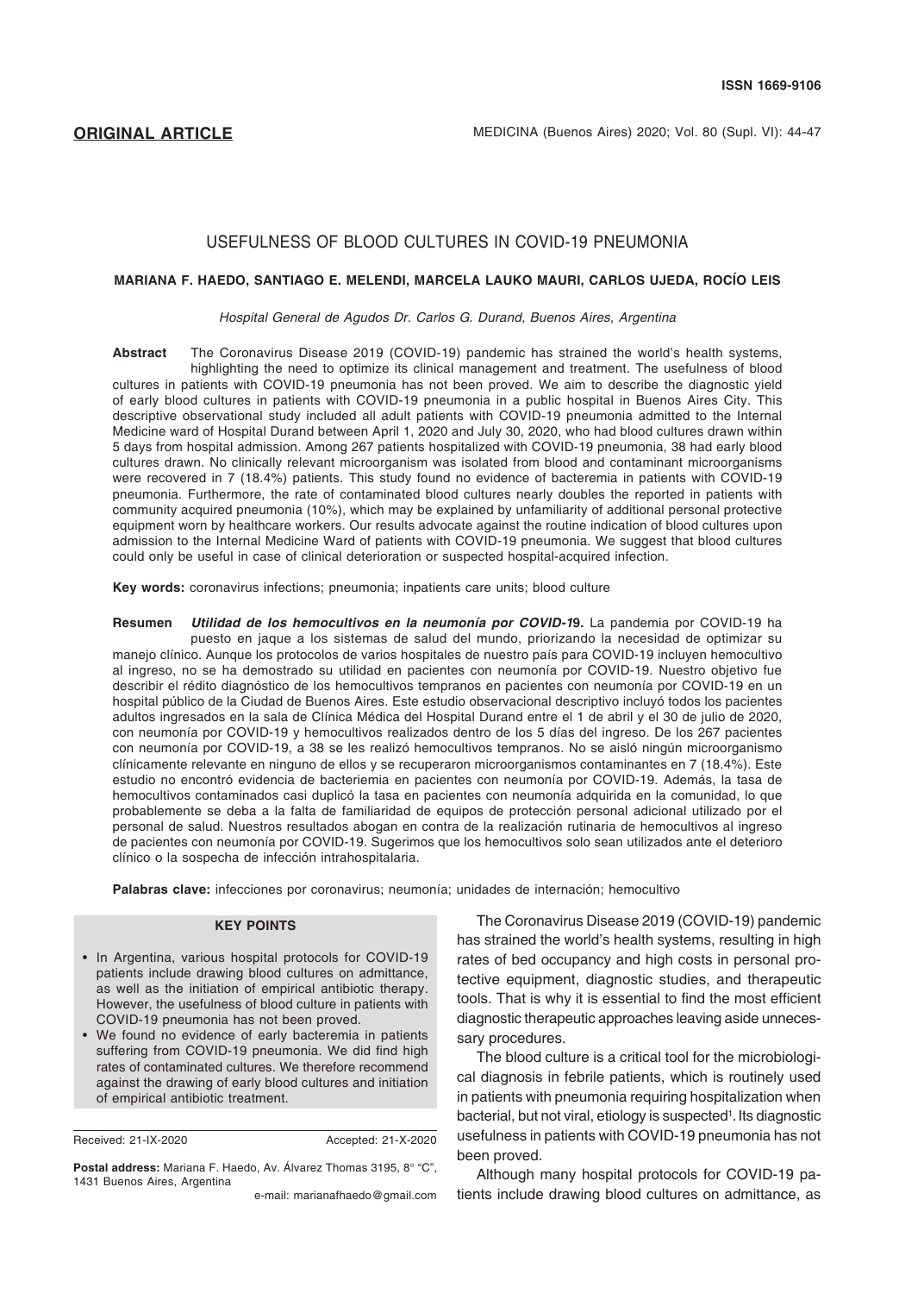**ORIGINAL ARTICLE**

# USEFULNESS OF BLOOD CULTURES IN COVID-19 PNEUMONIA

**MARIANA F. HAEDO, SANTIAGO E. MELENDI, MARCELA LAUKO MAURI, CARLOS UJEDA, ROCÍO LEIS**

*Hospital General de Agudos Dr. Carlos G. Durand, Buenos Aires, Argentina*

**Abstract** The Coronavirus Disease 2019 (COVID-19) pandemic has strained the world's health systems, highlighting the need to optimize its clinical management and treatment. The usefulness of blood cultures in patients with COVID-19 pneumonia has not been proved. We aim to describe the diagnostic yield of early blood cultures in patients with COVID-19 pneumonia in a public hospital in Buenos Aires City. This descriptive observational study included all adult patients with COVID-19 pneumonia admitted to the Internal Medicine ward of Hospital Durand between April 1, 2020 and July 30, 2020, who had blood cultures drawn within 5 days from hospital admission. Among 267 patients hospitalized with COVID-19 pneumonia, 38 had early blood cultures drawn. No clinically relevant microorganism was isolated from blood and contaminant microorganisms were recovered in 7 (18.4%) patients. This study found no evidence of bacteremia in patients with COVID-19 pneumonia. Furthermore, the rate of contaminated blood cultures nearly doubles the reported in patients with community acquired pneumonia (10%), which may be explained by unfamiliarity of additional personal protective equipment worn by healthcare workers. Our results advocate against the routine indication of blood cultures upon admission to the Internal Medicine Ward of patients with COVID-19 pneumonia. We suggest that blood cultures could only be useful in case of clinical deterioration or suspected hospital-acquired infection.

**Key words:** coronavirus infections; pneumonia; inpatients care units; blood culture

**Resumen** ***Utilidad de los hemocultivos en la neumonía por COVID-19*****.** La pandemia por COVID-19 ha puesto en jaque a los sistemas de salud del mundo, priorizando la necesidad de optimizar su manejo clínico. Aunque los protocolos de varios hospitales de nuestro país para COVID-19 incluyen hemocultivo al ingreso, no se ha demostrado su utilidad en pacientes con neumonía por COVID-19. Nuestro objetivo fue describir el rédito diagnóstico de los hemocultivos tempranos en pacientes con neumonía por COVID-19 en un hospital público de la Ciudad de Buenos Aires. Este estudio observacional descriptivo incluyó todos los pacientes adultos ingresados en la sala de Clínica Médica del Hospital Durand entre el 1 de abril y el 30 de julio de 2020, con neumonía por COVID-19 y hemocultivos realizados dentro de los 5 días del ingreso. De los 267 pacientes con neumonía por COVID-19, a 38 se les realizó hemocultivos tempranos. No se aisló ningún microorganismo clínicamente relevante en ninguno de ellos y se recuperaron microorganismos contaminantes en 7 (18.4%). Este estudio no encontró evidencia de bacteriemia en pacientes con neumonía por COVID-19. Además, la tasa de hemocultivos contaminados casi duplicó la tasa en pacientes con neumonía adquirida en la comunidad, lo que probablemente se deba a la falta de familiaridad de equipos de protección personal adicional utilizado por el personal de salud. Nuestros resultados abogan en contra de la realización rutinaria de hemocultivos al ingreso de pacientes con neumonía por COVID-19. Sugerimos que los hemocultivos solo sean utilizados ante el deterioro clínico o la sospecha de infección intrahospitalaria.

**Palabras clave:** infecciones por coronavirus; neumonía; unidades de internación; hemocultivo

**KEY POINTS**

- In Argentina, various hospital protocols for COVID-19 patients include drawing blood cultures on admittance, as well as the initiation of empirical antibiotic therapy. However, the usefulness of blood culture in patients with COVID-19 pneumonia has not been proved.
- We found no evidence of early bacteremia in patients suffering from COVID-19 pneumonia. We did find high rates of contaminated cultures. We therefore recommend against the drawing of early blood cultures and initiation of empirical antibiotic treatment.

Received: 21-IX-2020 Accepted: 21-X-2020

**Postal address:** Mariana F. Haedo, Av. Álvarez Thomas 3195, 8° "C", 1431 Buenos Aires, Argentina

e-mail: marianafhaedo@gmail.com

The Coronavirus Disease 2019 (COVID-19) pandemic has strained the world's health systems, resulting in high rates of bed occupancy and high costs in personal protective equipment, diagnostic studies, and therapeutic tools. That is why it is essential to find the most efficient diagnostic therapeutic approaches leaving aside unnecessary procedures.

The blood culture is a critical tool for the microbiological diagnosis in febrile patients, which is routinely used in patients with pneumonia requiring hospitalization when bacterial, but not viral, etiology is suspected[1]. Its diagnostic usefulness in patients with COVID-19 pneumonia has not been proved.

Although many hospital protocols for COVID-19 patients include drawing blood cultures on admittance, as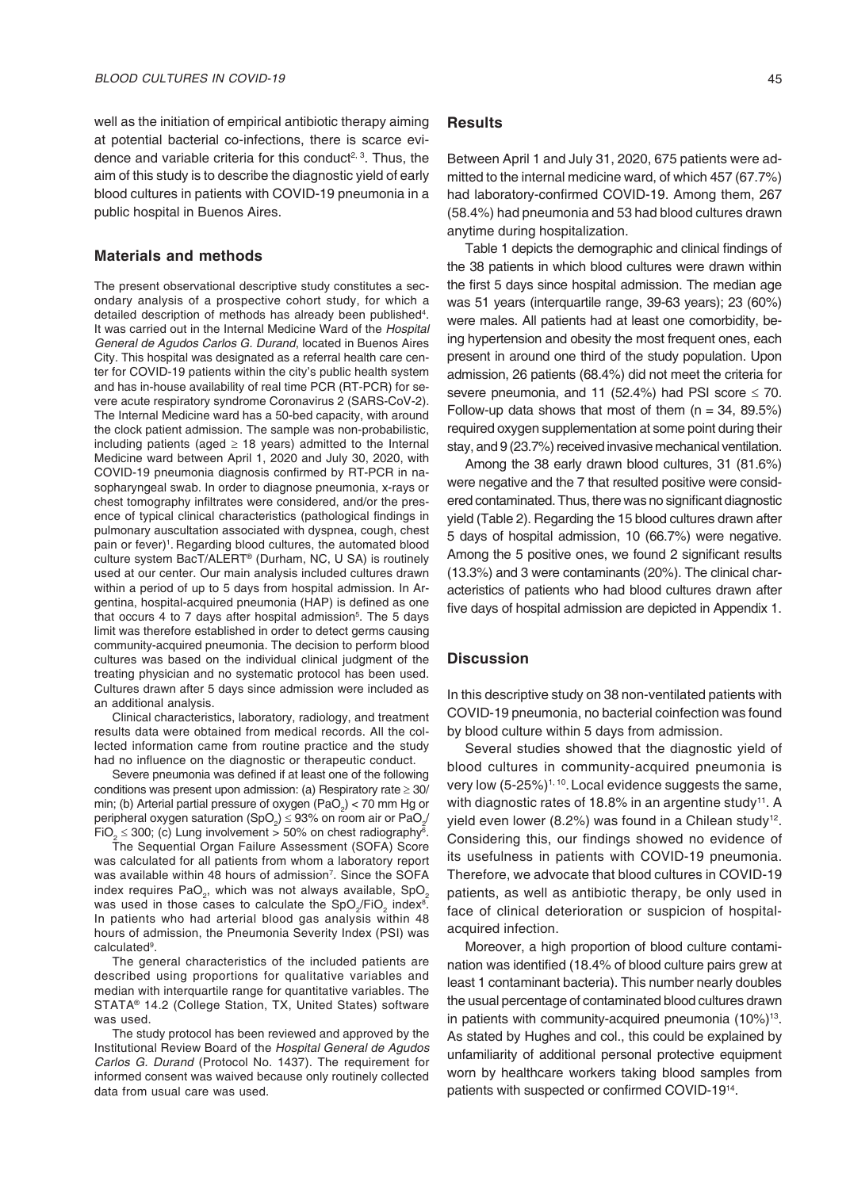well as the initiation of empirical antibiotic therapy aiming at potential bacterial co-infections, there is scarce evidence and variable criteria for this conduct[2, 3]. Thus, the aim of this study is to describe the diagnostic yield of early blood cultures in patients with COVID-19 pneumonia in a public hospital in Buenos Aires.

## Materials and methods

The present observational descriptive study constitutes a secondary analysis of a prospective cohort study, for which a detailed description of methods has already been published[4]. It was carried out in the Internal Medicine Ward of the *Hospital General de Agudos Carlos G. Durand*, located in Buenos Aires City. This hospital was designated as a referral health care center for COVID-19 patients within the city's public health system and has in-house availability of real time PCR (RT-PCR) for severe acute respiratory syndrome Coronavirus 2 (SARS-CoV-2). The Internal Medicine ward has a 50-bed capacity, with around the clock patient admission. The sample was non-probabilistic, including patients (aged ≥ 18 years) admitted to the Internal Medicine ward between April 1, 2020 and July 30, 2020, with COVID-19 pneumonia diagnosis confirmed by RT-PCR in nasopharyngeal swab. In order to diagnose pneumonia, x-rays or chest tomography infiltrates were considered, and/or the presence of typical clinical characteristics (pathological findings in pulmonary auscultation associated with dyspnea, cough, chest pain or fever)[1]. Regarding blood cultures, the automated blood culture system BacT/ALERT® (Durham, NC, U SA) is routinely used at our center. Our main analysis included cultures drawn within a period of up to 5 days from hospital admission. In Argentina, hospital-acquired pneumonia (HAP) is defined as one that occurs 4 to 7 days after hospital admission[5]. The 5 days limit was therefore established in order to detect germs causing community-acquired pneumonia. The decision to perform blood cultures was based on the individual clinical judgment of the treating physician and no systematic protocol has been used. Cultures drawn after 5 days since admission were included as an additional analysis.

Clinical characteristics, laboratory, radiology, and treatment results data were obtained from medical records. All the collected information came from routine practice and the study had no influence on the diagnostic or therapeutic conduct.

Severe pneumonia was defined if at least one of the following conditions was present upon admission: (a) Respiratory rate ≥ 30/min; (b) Arterial partial pressure of oxygen ($PaO_2$) < 70 mm Hg or peripheral oxygen saturation ($SpO_2$) ≤ 93% on room air or $PaO_2/FiO_2$ ≤ 300; (c) Lung involvement > 50% on chest radiography[6].

The Sequential Organ Failure Assessment (SOFA) Score was calculated for all patients from whom a laboratory report was available within 48 hours of admission[7]. Since the SOFA index requires $PaO_2$, which was not always available, $SpO_2$ was used in those cases to calculate the $SpO_2/FiO_2$ index[8]. In patients who had arterial blood gas analysis within 48 hours of admission, the Pneumonia Severity Index (PSI) was calculated[9].

The general characteristics of the included patients are described using proportions for qualitative variables and median with interquartile range for quantitative variables. The STATA® 14.2 (College Station, TX, United States) software was used.

The study protocol has been reviewed and approved by the Institutional Review Board of the *Hospital General de Agudos Carlos G. Durand* (Protocol No. 1437). The requirement for informed consent was waived because only routinely collected data from usual care was used.

## Results

Between April 1 and July 31, 2020, 675 patients were admitted to the internal medicine ward, of which 457 (67.7%) had laboratory-confirmed COVID-19. Among them, 267 (58.4%) had pneumonia and 53 had blood cultures drawn anytime during hospitalization.

Table 1 depicts the demographic and clinical findings of the 38 patients in which blood cultures were drawn within the first 5 days since hospital admission. The median age was 51 years (interquartile range, 39-63 years); 23 (60%) were males. All patients had at least one comorbidity, being hypertension and obesity the most frequent ones, each present in around one third of the study population. Upon admission, 26 patients (68.4%) did not meet the criteria for severe pneumonia, and 11 (52.4%) had PSI score ≤ 70. Follow-up data shows that most of them (n = 34, 89.5%) required oxygen supplementation at some point during their stay, and 9 (23.7%) received invasive mechanical ventilation.

Among the 38 early drawn blood cultures, 31 (81.6%) were negative and the 7 that resulted positive were considered contaminated. Thus, there was no significant diagnostic yield (Table 2). Regarding the 15 blood cultures drawn after 5 days of hospital admission, 10 (66.7%) were negative. Among the 5 positive ones, we found 2 significant results (13.3%) and 3 were contaminants (20%). The clinical characteristics of patients who had blood cultures drawn after five days of hospital admission are depicted in Appendix 1.

## Discussion

In this descriptive study on 38 non-ventilated patients with COVID-19 pneumonia, no bacterial coinfection was found by blood culture within 5 days from admission.

Several studies showed that the diagnostic yield of blood cultures in community-acquired pneumonia is very low (5-25%)[1, 10]. Local evidence suggests the same, with diagnostic rates of 18.8% in an argentine study[11]. A yield even lower (8.2%) was found in a Chilean study[12]. Considering this, our findings showed no evidence of its usefulness in patients with COVID-19 pneumonia. Therefore, we advocate that blood cultures in COVID-19 patients, as well as antibiotic therapy, be only used in face of clinical deterioration or suspicion of hospital-acquired infection.

Moreover, a high proportion of blood culture contamination was identified (18.4% of blood culture pairs grew at least 1 contaminant bacteria). This number nearly doubles the usual percentage of contaminated blood cultures drawn in patients with community-acquired pneumonia (10%)[13]. As stated by Hughes and col., this could be explained by unfamiliarity of additional personal protective equipment worn by healthcare workers taking blood samples from patients with suspected or confirmed COVID-19[14].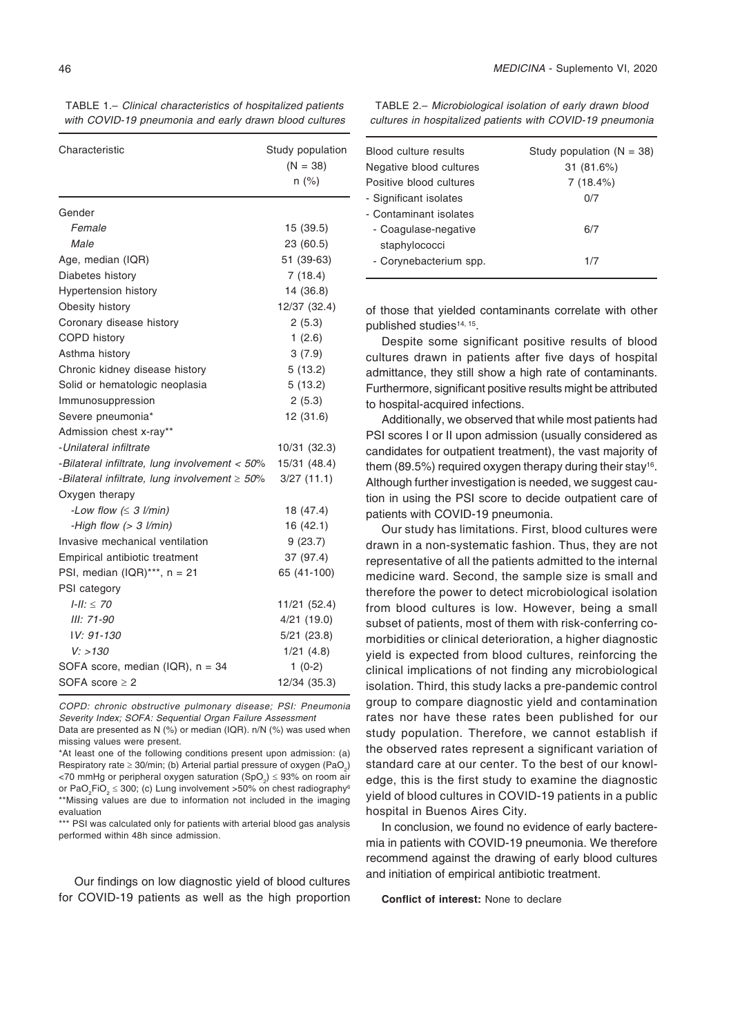TABLE 1.– *Clinical characteristics of hospitalized patients with COVID-19 pneumonia and early drawn blood cultures*

| Characteristic | Study population (N = 38) n (%) |
|---|---|
| Gender | |
| *Female* | 15 (39.5) |
| *Male* | 23 (60.5) |
| Age, median (IQR) | 51 (39-63) |
| Diabetes history | 7 (18.4) |
| Hypertension history | 14 (36.8) |
| Obesity history | 12/37 (32.4) |
| Coronary disease history | 2 (5.3) |
| COPD history | 1 (2.6) |
| Asthma history | 3 (7.9) |
| Chronic kidney disease history | 5 (13.2) |
| Solid or hematologic neoplasia | 5 (13.2) |
| Immunosuppression | 2 (5.3) |
| Severe pneumonia* | 12 (31.6) |
| Admission chest x-ray** | |
| *-Unilateral infiltrate* | 10/31 (32.3) |
| *-Bilateral infiltrate, lung involvement < 50%* | 15/31 (48.4) |
| *-Bilateral infiltrate, lung involvement ≥ 50%* | 3/27 (11.1) |
| Oxygen therapy | |
| *-Low flow (≤ 3 l/min)* | 18 (47.4) |
| *-High flow (> 3 l/min)* | 16 (42.1) |
| Invasive mechanical ventilation | 9 (23.7) |
| Empirical antibiotic treatment | 37 (97.4) |
| PSI, median (IQR)***, n = 21 | 65 (41-100) |
| PSI category | |
| *I-II: ≤ 70* | 11/21 (52.4) |
| *III: 71-90* | 4/21 (19.0) |
| *IV: 91-130* | 5/21 (23.8) |
| *V: >130* | 1/21 (4.8) |
| SOFA score, median (IQR), n = 34 | 1 (0-2) |
| SOFA score ≥ 2 | 12/34 (35.3) |

*COPD: chronic obstructive pulmonary disease; PSI: Pneumonia Severity Index; SOFA: Sequential Organ Failure Assessment*
Data are presented as N (%) or median (IQR). n/N (%) was used when missing values were present.
*At least one of the following conditions present upon admission: (a) Respiratory rate ≥ 30/min; (b) Arterial partial pressure of oxygen ($PaO_2$) <70 mmHg or peripheral oxygen saturation ($SpO_2$) ≤ 93% on room air or $PaO_2FiO_2$ ≤ 300; (c) Lung involvement >50% on chest radiography[6]
**Missing values are due to information not included in the imaging evaluation
*** PSI was calculated only for patients with arterial blood gas analysis performed within 48h since admission.

TABLE 2.– *Microbiological isolation of early drawn blood cultures in hospitalized patients with COVID-19 pneumonia*

| Blood culture results | Study population (N = 38) |
|---|---|
| Negative blood cultures | 31 (81.6%) |
| Positive blood cultures | 7 (18.4%) |
| - Significant isolates | 0/7 |
| - Contaminant isolates | |
| - Coagulase-negative staphylococci | 6/7 |
| - Corynebacterium spp. | 1/7 |

Our findings on low diagnostic yield of blood cultures for COVID-19 patients as well as the high proportion of those that yielded contaminants correlate with other published studies[14, 15].

Despite some significant positive results of blood cultures drawn in patients after five days of hospital admittance, they still show a high rate of contaminants. Furthermore, significant positive results might be attributed to hospital-acquired infections.

Additionally, we observed that while most patients had PSI scores I or II upon admission (usually considered as candidates for outpatient treatment), the vast majority of them (89.5%) required oxygen therapy during their stay[16]. Although further investigation is needed, we suggest caution in using the PSI score to decide outpatient care of patients with COVID-19 pneumonia.

Our study has limitations. First, blood cultures were drawn in a non-systematic fashion. Thus, they are not representative of all the patients admitted to the internal medicine ward. Second, the sample size is small and therefore the power to detect microbiological isolation from blood cultures is low. However, being a small subset of patients, most of them with risk-conferring comorbidities or clinical deterioration, a higher diagnostic yield is expected from blood cultures, reinforcing the clinical implications of not finding any microbiological isolation. Third, this study lacks a pre-pandemic control group to compare diagnostic yield and contamination rates nor have these rates been published for our study population. Therefore, we cannot establish if the observed rates represent a significant variation of standard care at our center. To the best of our knowledge, this is the first study to examine the diagnostic yield of blood cultures in COVID-19 patients in a public hospital in Buenos Aires City.

In conclusion, we found no evidence of early bacteremia in patients with COVID-19 pneumonia. We therefore recommend against the drawing of early blood cultures and initiation of empirical antibiotic treatment.

**Conflict of interest:** None to declare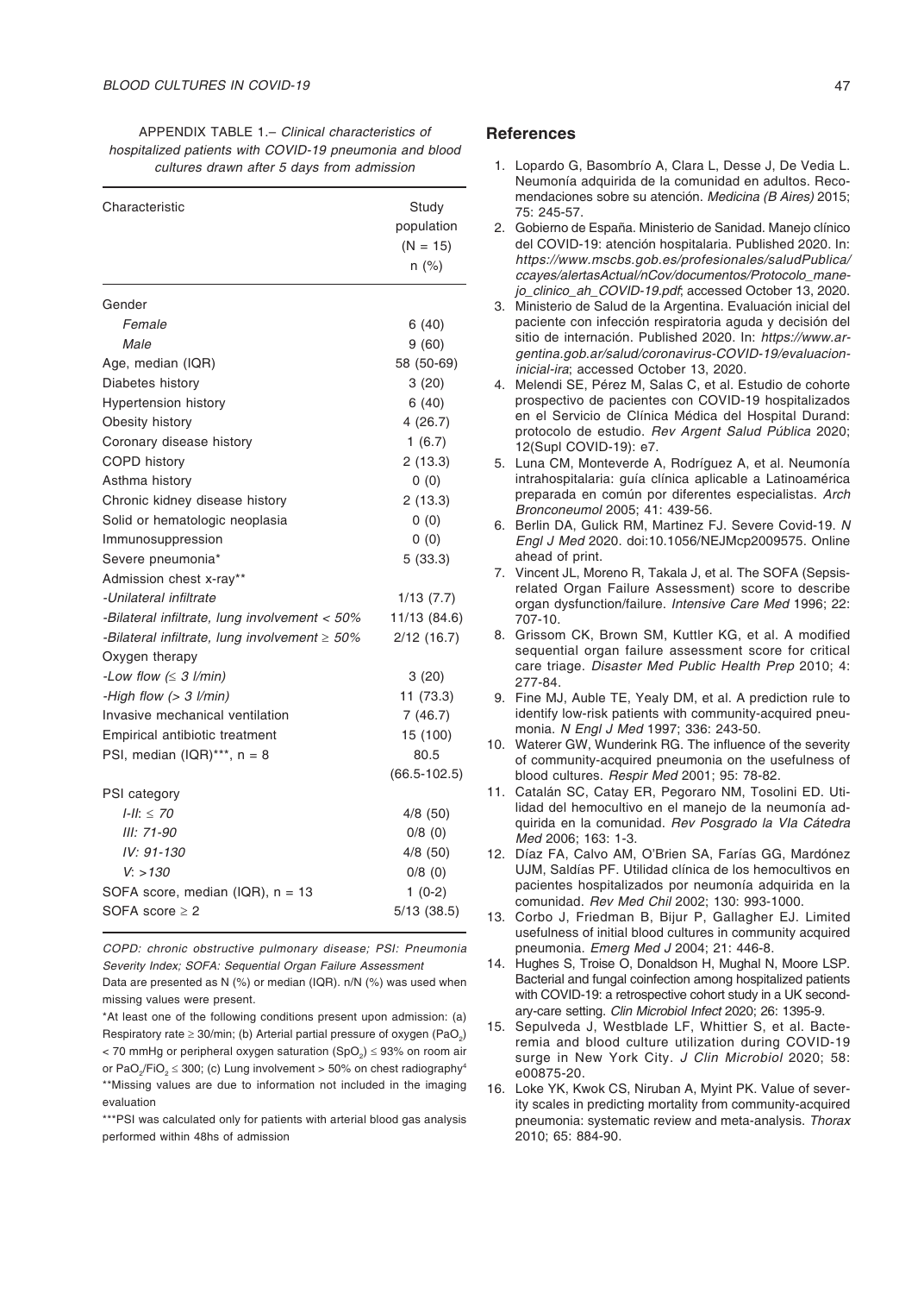APPENDIX TABLE 1.– *Clinical characteristics of hospitalized patients with COVID-19 pneumonia and blood cultures drawn after 5 days from admission*

| Characteristic | Study population (N = 15) n (%) |
|---|---|
| Gender | |
| *Female* | 6 (40) |
| *Male* | 9 (60) |
| Age, median (IQR) | 58 (50-69) |
| Diabetes history | 3 (20) |
| Hypertension history | 6 (40) |
| Obesity history | 4 (26.7) |
| Coronary disease history | 1 (6.7) |
| COPD history | 2 (13.3) |
| Asthma history | 0 (0) |
| Chronic kidney disease history | 2 (13.3) |
| Solid or hematologic neoplasia | 0 (0) |
| Immunosuppression | 0 (0) |
| Severe pneumonia* | 5 (33.3) |
| Admission chest x-ray** | |
| *-Unilateral infiltrate* | 1/13 (7.7) |
| *-Bilateral infiltrate, lung involvement < 50%* | 11/13 (84.6) |
| *-Bilateral infiltrate, lung involvement ≥ 50%* | 2/12 (16.7) |
| Oxygen therapy | |
| *-Low flow (≤ 3 l/min)* | 3 (20) |
| *-High flow (> 3 l/min)* | 11 (73.3) |
| Invasive mechanical ventilation | 7 (46.7) |
| Empirical antibiotic treatment | 15 (100) |
| PSI, median (IQR)***, n = 8 | 80.5 (66.5-102.5) |
| PSI category | |
| *I-II: ≤ 70* | 4/8 (50) |
| *III: 71-90* | 0/8 (0) |
| *IV: 91-130* | 4/8 (50) |
| *V: >130* | 0/8 (0) |
| SOFA score, median (IQR), n = 13 | 1 (0-2) |
| SOFA score ≥ 2 | 5/13 (38.5) |

*COPD: chronic obstructive pulmonary disease; PSI: Pneumonia Severity Index; SOFA: Sequential Organ Failure Assessment*

Data are presented as N (%) or median (IQR). n/N (%) was used when missing values were present.

*At least one of the following conditions present upon admission: (a) Respiratory rate ≥ 30/min; (b) Arterial partial pressure of oxygen ($PaO_2$) < 70 mmHg or peripheral oxygen saturation ($SpO_2$) ≤ 93% on room air or $PaO_2/FiO_2$ ≤ 300; (c) Lung involvement > 50% on chest radiography[4]

**Missing values are due to information not included in the imaging evaluation

***PSI was calculated only for patients with arterial blood gas analysis performed within 48hs of admission

## References

1. Lopardo G, Basombrío A, Clara L, Desse J, De Vedia L. Neumonía adquirida de la comunidad en adultos. Recomendaciones sobre su atención. *Medicina (B Aires)* 2015; 75: 245-57.
2. Gobierno de España. Ministerio de Sanidad. Manejo clínico del COVID-19: atención hospitalaria. Published 2020. In: *https://www.mscbs.gob.es/profesionales/saludPublica/ccayes/alertasActual/nCov/documentos/Protocolo_manejo_clinico_ah_COVID-19.pdf*; accessed October 13, 2020.
3. Ministerio de Salud de la Argentina. Evaluación inicial del paciente con infección respiratoria aguda y decisión del sitio de internación. Published 2020. In: *https://www.argentina.gob.ar/salud/coronavirus-COVID-19/evaluacion-inicial-ira*; accessed October 13, 2020.
4. Melendi SE, Pérez M, Salas C, et al. Estudio de cohorte prospectivo de pacientes con COVID-19 hospitalizados en el Servicio de Clínica Médica del Hospital Durand: protocolo de estudio. *Rev Argent Salud Pública* 2020; 12(Supl COVID-19): e7.
5. Luna CM, Monteverde A, Rodríguez A, et al. Neumonía intrahospitalaria: guía clínica aplicable a Latinoamérica preparada en común por diferentes especialistas. *Arch Bronconeumol* 2005; 41: 439-56.
6. Berlin DA, Gulick RM, Martinez FJ. Severe Covid-19. *N Engl J Med* 2020. doi:10.1056/NEJMcp2009575. Online ahead of print.
7. Vincent JL, Moreno R, Takala J, et al. The SOFA (Sepsis-related Organ Failure Assessment) score to describe organ dysfunction/failure. *Intensive Care Med* 1996; 22: 707-10.
8. Grissom CK, Brown SM, Kuttler KG, et al. A modified sequential organ failure assessment score for critical care triage. *Disaster Med Public Health Prep* 2010; 4: 277-84.
9. Fine MJ, Auble TE, Yealy DM, et al. A prediction rule to identify low-risk patients with community-acquired pneumonia. *N Engl J Med* 1997; 336: 243-50.
10. Waterer GW, Wunderink RG. The influence of the severity of community-acquired pneumonia on the usefulness of blood cultures. *Respir Med* 2001; 95: 78-82.
11. Catalán SC, Catay ER, Pegoraro NM, Tosolini ED. Utilidad del hemocultivo en el manejo de la neumonía adquirida en la comunidad. *Rev Posgrado la VIa Cátedra Med* 2006; 163: 1-3.
12. Díaz FA, Calvo AM, O'Brien SA, Farías GG, Mardónez UJM, Saldías PF. Utilidad clínica de los hemocultivos en pacientes hospitalizados por neumonía adquirida en la comunidad. *Rev Med Chil* 2002; 130: 993-1000.
13. Corbo J, Friedman B, Bijur P, Gallagher EJ. Limited usefulness of initial blood cultures in community acquired pneumonia. *Emerg Med J* 2004; 21: 446-8.
14. Hughes S, Troise O, Donaldson H, Mughal N, Moore LSP. Bacterial and fungal coinfection among hospitalized patients with COVID-19: a retrospective cohort study in a UK secondary-care setting. *Clin Microbiol Infect* 2020; 26: 1395-9.
15. Sepulveda J, Westblade LF, Whittier S, et al. Bacteremia and blood culture utilization during COVID-19 surge in New York City. *J Clin Microbiol* 2020; 58: e00875-20.
16. Loke YK, Kwok CS, Niruban A, Myint PK. Value of severity scales in predicting mortality from community-acquired pneumonia: systematic review and meta-analysis. *Thorax* 2010; 65: 884-90.